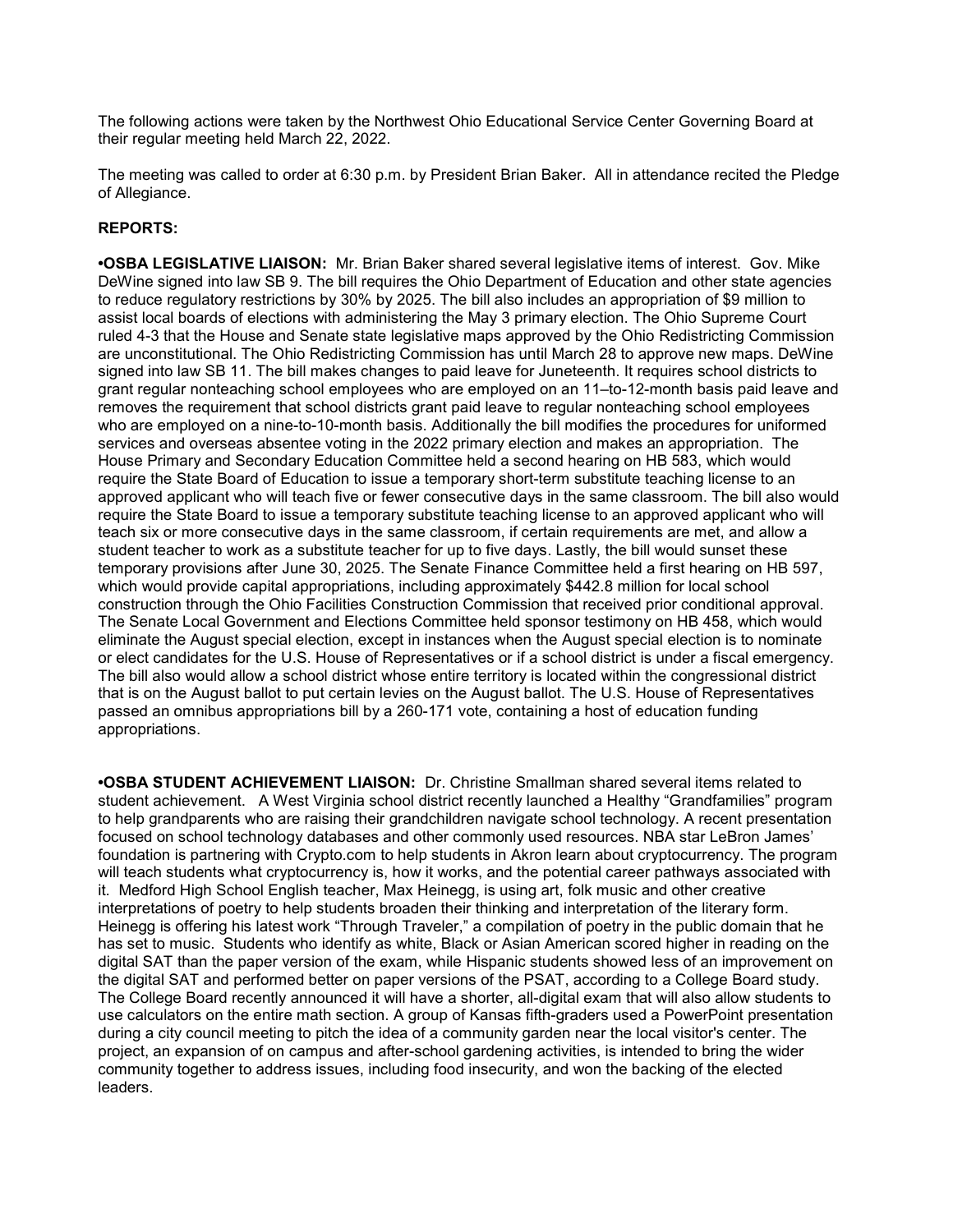The following actions were taken by the Northwest Ohio Educational Service Center Governing Board at their regular meeting held March 22, 2022.

The meeting was called to order at 6:30 p.m. by President Brian Baker. All in attendance recited the Pledge of Allegiance.

**REPORTS:**

**•OSBA LEGISLATIVE LIAISON:** Mr. Brian Baker shared several legislative items of interest. Gov. Mike DeWine signed into law SB 9. The bill requires the Ohio Department of Education and other state agencies to reduce regulatory restrictions by 30% by 2025. The bill also includes an appropriation of $9 million to assist local boards of elections with administering the May 3 primary election. The Ohio Supreme Court ruled 4-3 that the House and Senate state legislative maps approved by the Ohio Redistricting Commission are unconstitutional. The Ohio Redistricting Commission has until March 28 to approve new maps. DeWine signed into law SB 11. The bill makes changes to paid leave for Juneteenth. It requires school districts to grant regular nonteaching school employees who are employed on an 11–to-12-month basis paid leave and removes the requirement that school districts grant paid leave to regular nonteaching school employees who are employed on a nine-to-10-month basis. Additionally the bill modifies the procedures for uniformed services and overseas absentee voting in the 2022 primary election and makes an appropriation. The House Primary and Secondary Education Committee held a second hearing on HB 583, which would require the State Board of Education to issue a temporary short-term substitute teaching license to an approved applicant who will teach five or fewer consecutive days in the same classroom. The bill also would require the State Board to issue a temporary substitute teaching license to an approved applicant who will teach six or more consecutive days in the same classroom, if certain requirements are met, and allow a student teacher to work as a substitute teacher for up to five days. Lastly, the bill would sunset these temporary provisions after June 30, 2025. The Senate Finance Committee held a first hearing on HB 597, which would provide capital appropriations, including approximately $442.8 million for local school construction through the Ohio Facilities Construction Commission that received prior conditional approval. The Senate Local Government and Elections Committee held sponsor testimony on HB 458, which would eliminate the August special election, except in instances when the August special election is to nominate or elect candidates for the U.S. House of Representatives or if a school district is under a fiscal emergency. The bill also would allow a school district whose entire territory is located within the congressional district that is on the August ballot to put certain levies on the August ballot. The U.S. House of Representatives passed an omnibus appropriations bill by a 260-171 vote, containing a host of education funding appropriations.

**•OSBA STUDENT ACHIEVEMENT LIAISON:** Dr. Christine Smallman shared several items related to student achievement. A West Virginia school district recently launched a Healthy "Grandfamilies" program to help grandparents who are raising their grandchildren navigate school technology. A recent presentation focused on school technology databases and other commonly used resources. NBA star LeBron James' foundation is partnering with Crypto.com to help students in Akron learn about cryptocurrency. The program will teach students what cryptocurrency is, how it works, and the potential career pathways associated with it. Medford High School English teacher, Max Heinegg, is using art, folk music and other creative interpretations of poetry to help students broaden their thinking and interpretation of the literary form. Heinegg is offering his latest work "Through Traveler," a compilation of poetry in the public domain that he has set to music. Students who identify as white, Black or Asian American scored higher in reading on the digital SAT than the paper version of the exam, while Hispanic students showed less of an improvement on the digital SAT and performed better on paper versions of the PSAT, according to a College Board study. The College Board recently announced it will have a shorter, all-digital exam that will also allow students to use calculators on the entire math section. A group of Kansas fifth-graders used a PowerPoint presentation during a city council meeting to pitch the idea of a community garden near the local visitor's center. The project, an expansion of on campus and after-school gardening activities, is intended to bring the wider community together to address issues, including food insecurity, and won the backing of the elected leaders.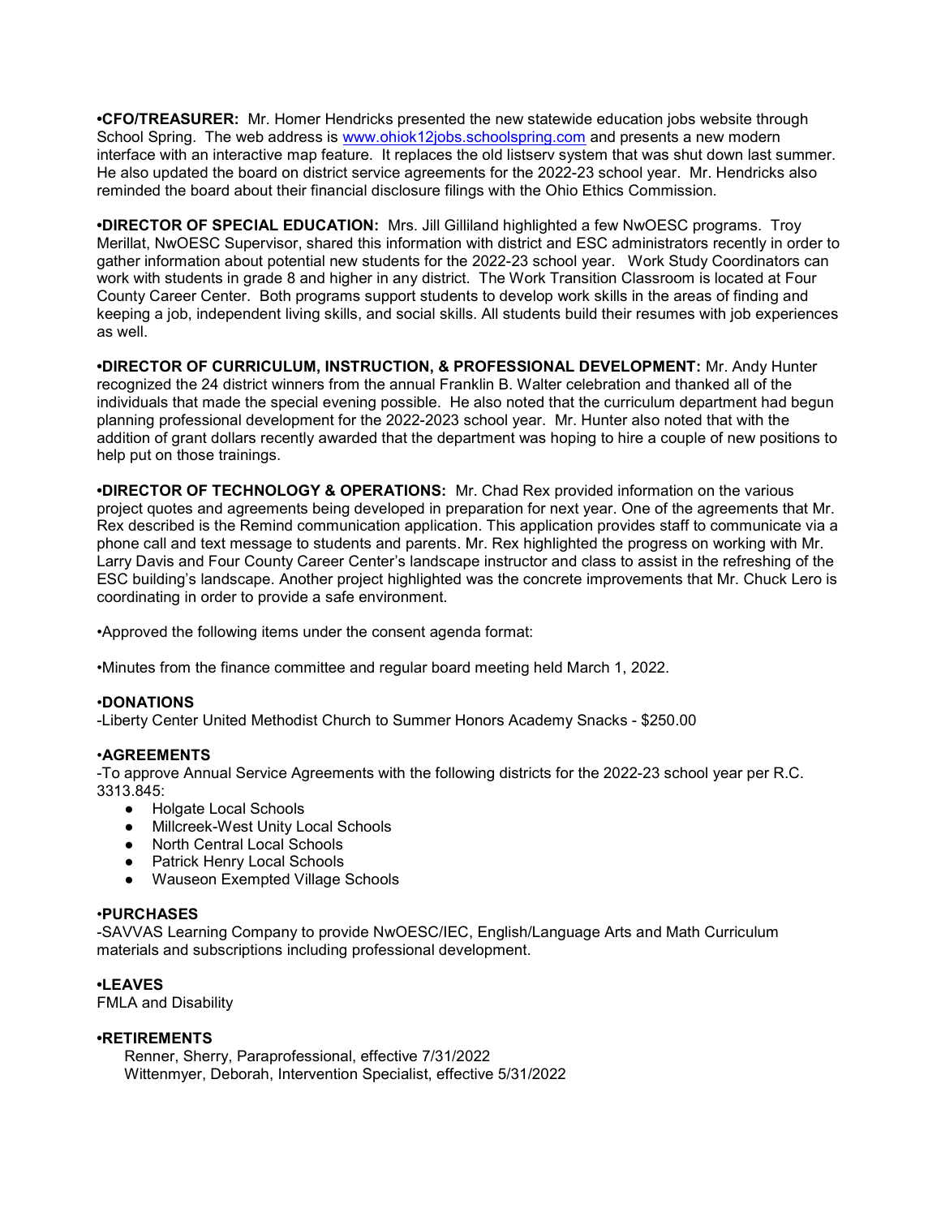**•CFO/TREASURER:** Mr. Homer Hendricks presented the new statewide education jobs website through School Spring. The web address is [www.ohiok12jobs.schoolspring.com](http://www.ohiok12jobs.schoolspring.com) and presents a new modern interface with an interactive map feature. It replaces the old listserv system that was shut down last summer. He also updated the board on district service agreements for the 2022-23 school year. Mr. Hendricks also reminded the board about their financial disclosure filings with the Ohio Ethics Commission.

**•DIRECTOR OF SPECIAL EDUCATION:** Mrs. Jill Gilliland highlighted a few NwOESC programs. Troy Merillat, NwOESC Supervisor, shared this information with district and ESC administrators recently in order to gather information about potential new students for the 2022-23 school year. Work Study Coordinators can work with students in grade 8 and higher in any district. The Work Transition Classroom is located at Four County Career Center. Both programs support students to develop work skills in the areas of finding and keeping a job, independent living skills, and social skills. All students build their resumes with job experiences as well.

**•DIRECTOR OF CURRICULUM, INSTRUCTION, & PROFESSIONAL DEVELOPMENT:** Mr. Andy Hunter recognized the 24 district winners from the annual Franklin B. Walter celebration and thanked all of the individuals that made the special evening possible. He also noted that the curriculum department had begun planning professional development for the 2022-2023 school year. Mr. Hunter also noted that with the addition of grant dollars recently awarded that the department was hoping to hire a couple of new positions to help put on those trainings.

**•DIRECTOR OF TECHNOLOGY & OPERATIONS:** Mr. Chad Rex provided information on the various project quotes and agreements being developed in preparation for next year. One of the agreements that Mr. Rex described is the Remind communication application. This application provides staff to communicate via a phone call and text message to students and parents. Mr. Rex highlighted the progress on working with Mr. Larry Davis and Four County Career Center's landscape instructor and class to assist in the refreshing of the ESC building's landscape. Another project highlighted was the concrete improvements that Mr. Chuck Lero is coordinating in order to provide a safe environment.

•Approved the following items under the consent agenda format:

•Minutes from the finance committee and regular board meeting held March 1, 2022.

**•DONATIONS**
-Liberty Center United Methodist Church to Summer Honors Academy Snacks - $250.00

**•AGREEMENTS**
-To approve Annual Service Agreements with the following districts for the 2022-23 school year per R.C. 3313.845:

- Holgate Local Schools
- Millcreek-West Unity Local Schools
- North Central Local Schools
- Patrick Henry Local Schools
- Wauseon Exempted Village Schools

**•PURCHASES**
-SAVVAS Learning Company to provide NwOESC/IEC, English/Language Arts and Math Curriculum materials and subscriptions including professional development.

**•LEAVES**
FMLA and Disability

**•RETIREMENTS**
Renner, Sherry, Paraprofessional, effective 7/31/2022
Wittenmyer, Deborah, Intervention Specialist, effective 5/31/2022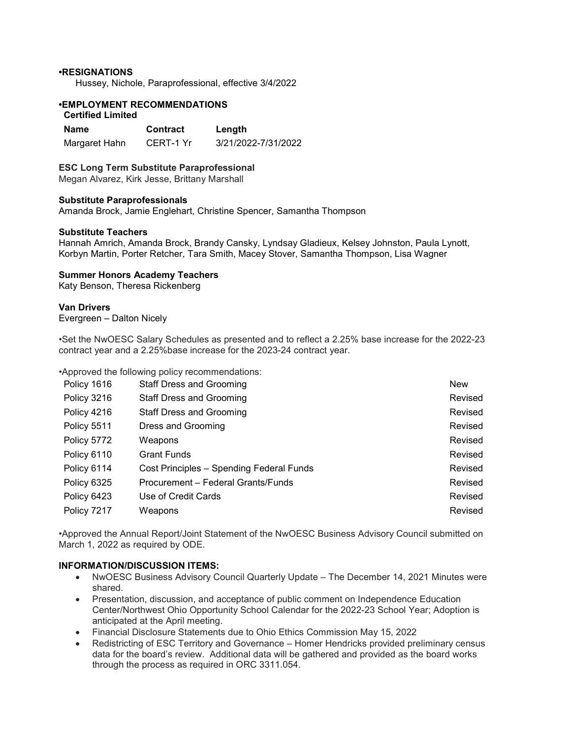**•RESIGNATIONS**

Hussey, Nichole, Paraprofessional, effective 3/4/2022

**•EMPLOYMENT RECOMMENDATIONS**

**Certified Limited**

| Name | Contract | Length |
|---|---|---|
| Margaret Hahn | CERT-1 Yr | 3/21/2022-7/31/2022 |

**ESC Long Term Substitute Paraprofessional**

Megan Alvarez, Kirk Jesse, Brittany Marshall

**Substitute Paraprofessionals**

Amanda Brock, Jamie Englehart, Christine Spencer, Samantha Thompson

**Substitute Teachers**

Hannah Amrich, Amanda Brock, Brandy Cansky, Lyndsay Gladieux, Kelsey Johnston, Paula Lynott, Korbyn Martin, Porter Retcher, Tara Smith, Macey Stover, Samantha Thompson, Lisa Wagner

**Summer Honors Academy Teachers**

Katy Benson, Theresa Rickenberg

**Van Drivers**

Evergreen – Dalton Nicely

•Set the NwOESC Salary Schedules as presented and to reflect a 2.25% base increase for the 2022-23 contract year and a 2.25%base increase for the 2023-24 contract year.

•Approved the following policy recommendations:

| | | |
|---|---|---|
| Policy 1616 | Staff Dress and Grooming | New |
| Policy 3216 | Staff Dress and Grooming | Revised |
| Policy 4216 | Staff Dress and Grooming | Revised |
| Policy 5511 | Dress and Grooming | Revised |
| Policy 5772 | Weapons | Revised |
| Policy 6110 | Grant Funds | Revised |
| Policy 6114 | Cost Principles – Spending Federal Funds | Revised |
| Policy 6325 | Procurement – Federal Grants/Funds | Revised |
| Policy 6423 | Use of Credit Cards | Revised |
| Policy 7217 | Weapons | Revised |

•Approved the Annual Report/Joint Statement of the NwOESC Business Advisory Council submitted on March 1, 2022 as required by ODE.

**INFORMATION/DISCUSSION ITEMS:**

- NwOESC Business Advisory Council Quarterly Update – The December 14, 2021 Minutes were shared.
- Presentation, discussion, and acceptance of public comment on Independence Education Center/Northwest Ohio Opportunity School Calendar for the 2022-23 School Year; Adoption is anticipated at the April meeting.
- Financial Disclosure Statements due to Ohio Ethics Commission May 15, 2022
- Redistricting of ESC Territory and Governance – Homer Hendricks provided preliminary census data for the board's review. Additional data will be gathered and provided as the board works through the process as required in ORC 3311.054.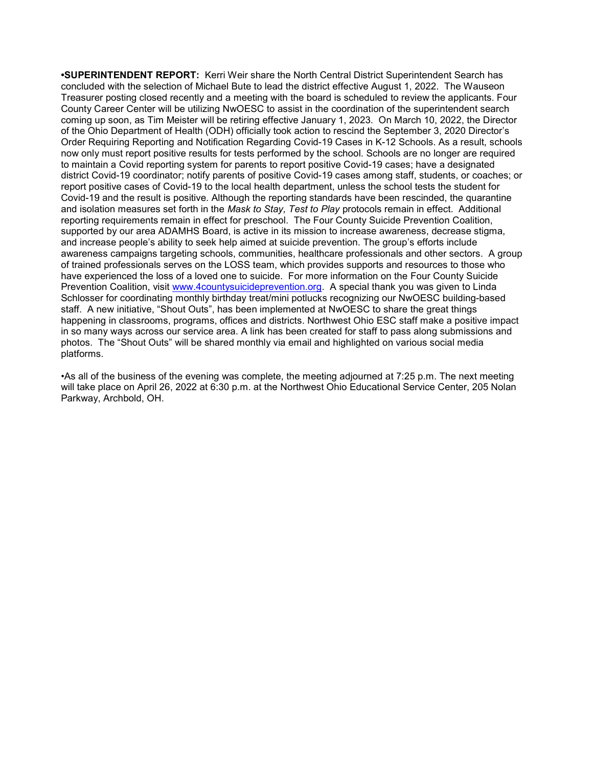•**SUPERINTENDENT REPORT:** Kerri Weir share the North Central District Superintendent Search has concluded with the selection of Michael Bute to lead the district effective August 1, 2022. The Wauseon Treasurer posting closed recently and a meeting with the board is scheduled to review the applicants. Four County Career Center will be utilizing NwOESC to assist in the coordination of the superintendent search coming up soon, as Tim Meister will be retiring effective January 1, 2023. On March 10, 2022, the Director of the Ohio Department of Health (ODH) officially took action to rescind the September 3, 2020 Director's Order Requiring Reporting and Notification Regarding Covid-19 Cases in K-12 Schools. As a result, schools now only must report positive results for tests performed by the school. Schools are no longer are required to maintain a Covid reporting system for parents to report positive Covid-19 cases; have a designated district Covid-19 coordinator; notify parents of positive Covid-19 cases among staff, students, or coaches; or report positive cases of Covid-19 to the local health department, unless the school tests the student for Covid-19 and the result is positive. Although the reporting standards have been rescinded, the quarantine and isolation measures set forth in the *Mask to Stay, Test to Play* protocols remain in effect. Additional reporting requirements remain in effect for preschool. The Four County Suicide Prevention Coalition, supported by our area ADAMHS Board, is active in its mission to increase awareness, decrease stigma, and increase people's ability to seek help aimed at suicide prevention. The group's efforts include awareness campaigns targeting schools, communities, healthcare professionals and other sectors. A group of trained professionals serves on the LOSS team, which provides supports and resources to those who have experienced the loss of a loved one to suicide. For more information on the Four County Suicide Prevention Coalition, visit www.4countysuicideprevention.org. A special thank you was given to Linda Schlosser for coordinating monthly birthday treat/mini potlucks recognizing our NwOESC building-based staff. A new initiative, "Shout Outs", has been implemented at NwOESC to share the great things happening in classrooms, programs, offices and districts. Northwest Ohio ESC staff make a positive impact in so many ways across our service area. A link has been created for staff to pass along submissions and photos. The "Shout Outs" will be shared monthly via email and highlighted on various social media platforms.

•As all of the business of the evening was complete, the meeting adjourned at 7:25 p.m. The next meeting will take place on April 26, 2022 at 6:30 p.m. at the Northwest Ohio Educational Service Center, 205 Nolan Parkway, Archbold, OH.